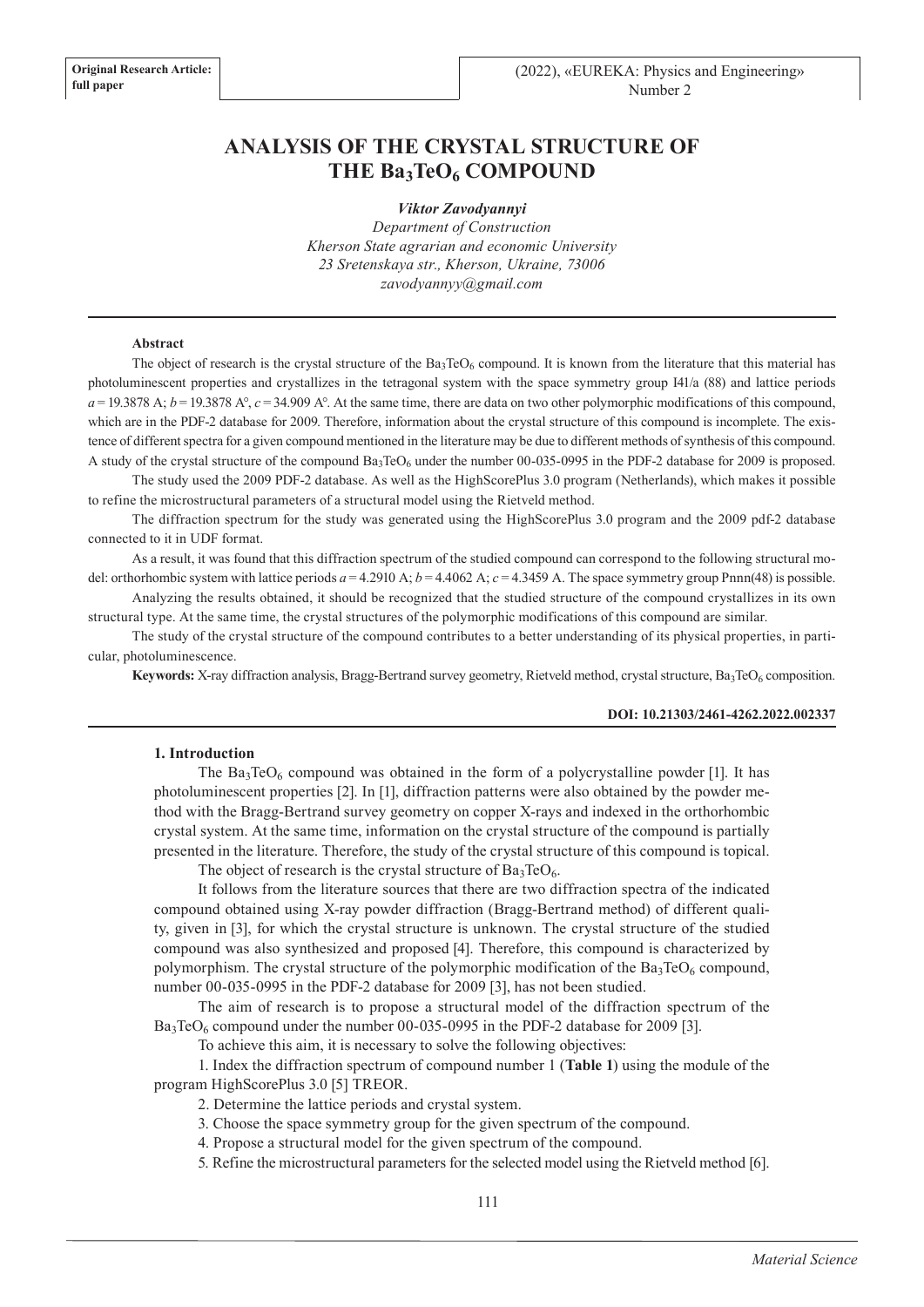Original Research Article: full paper

# ANALYSIS OF THE CRYSTAL STRUCTURE OF THE $Ba_3TeO_6$ COMPOUND

***Viktor Zavodyannyi***

*Department of Construction*
*Kherson State agrarian and economic University*
*23 Sretenskaya str., Kherson, Ukraine, 73006*
*zavodyannyy@gmail.com*

---

**Abstract**

The object of research is the crystal structure of the $Ba_3TeO_6$ compound. It is known from the literature that this material has photoluminescent properties and crystallizes in the tetragonal system with the space symmetry group I41/a (88) and lattice periods $a$ = 19.3878 A; $b$ = 19.3878 A°, $c$ = 34.909 A°. At the same time, there are data on two other polymorphic modifications of this compound, which are in the PDF-2 database for 2009. Therefore, information about the crystal structure of this compound is incomplete. The existence of different spectra for a given compound mentioned in the literature may be due to different methods of synthesis of this compound. A study of the crystal structure of the compound $Ba_3TeO_6$ under the number 00-035-0995 in the PDF-2 database for 2009 is proposed.

The study used the 2009 PDF-2 database. As well as the HighScorePlus 3.0 program (Netherlands), which makes it possible to refine the microstructural parameters of a structural model using the Rietveld method.

The diffraction spectrum for the study was generated using the HighScorePlus 3.0 program and the 2009 pdf-2 database connected to it in UDF format.

As a result, it was found that this diffraction spectrum of the studied compound can correspond to the following structural model: orthorhombic system with lattice periods $a$ = 4.2910 A; $b$ = 4.4062 A; $c$ = 4.3459 A. The space symmetry group Pnnn(48) is possible.

Analyzing the results obtained, it should be recognized that the studied structure of the compound crystallizes in its own structural type. At the same time, the crystal structures of the polymorphic modifications of this compound are similar.

The study of the crystal structure of the compound contributes to a better understanding of its physical properties, in particular, photoluminescence.

**Keywords:** X-ray diffraction analysis, Bragg-Bertrand survey geometry, Rietveld method, crystal structure, $Ba_3TeO_6$ composition.

**DOI: 10.21303/2461-4262.2022.002337**

---

## 1. Introduction

The $Ba_3TeO_6$ compound was obtained in the form of a polycrystalline powder [1]. It has photoluminescent properties [2]. In [1], diffraction patterns were also obtained by the powder method with the Bragg-Bertrand survey geometry on copper X-rays and indexed in the orthorhombic crystal system. At the same time, information on the crystal structure of the compound is partially presented in the literature. Therefore, the study of the crystal structure of this compound is topical.

The object of research is the crystal structure of $Ba_3TeO_6$.

It follows from the literature sources that there are two diffraction spectra of the indicated compound obtained using X-ray powder diffraction (Bragg-Bertrand method) of different quality, given in [3], for which the crystal structure is unknown. The crystal structure of the studied compound was also synthesized and proposed [4]. Therefore, this compound is characterized by polymorphism. The crystal structure of the polymorphic modification of the $Ba_3TeO_6$ compound, number 00-035-0995 in the PDF-2 database for 2009 [3], has not been studied.

The aim of research is to propose a structural model of the diffraction spectrum of the $Ba_3TeO_6$ compound under the number 00-035-0995 in the PDF-2 database for 2009 [3].

To achieve this aim, it is necessary to solve the following objectives:

1. Index the diffraction spectrum of compound number 1 (**Table 1**) using the module of the program HighScorePlus 3.0 [5] TREOR.

2. Determine the lattice periods and crystal system.

3. Choose the space symmetry group for the given spectrum of the compound.

4. Propose a structural model for the given spectrum of the compound.

5. Refine the microstructural parameters for the selected model using the Rietveld method [6].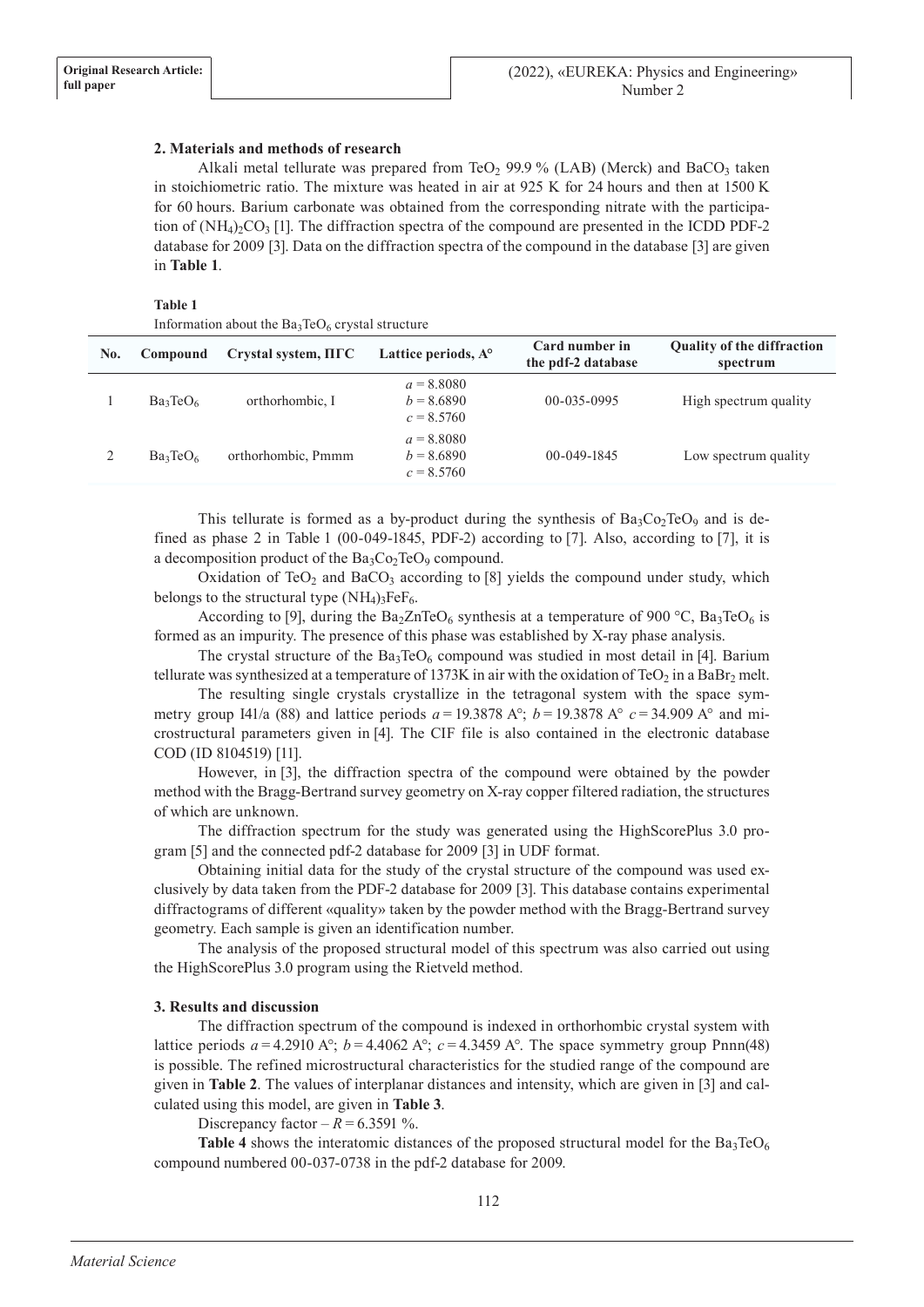## 2. Materials and methods of research

Alkali metal tellurate was prepared from $TeO_2$ 99.9 % (LAB) (Merck) and $BaCO_3$ taken in stoichiometric ratio. The mixture was heated in air at 925 K for 24 hours and then at 1500 K for 60 hours. Barium carbonate was obtained from the corresponding nitrate with the participation of $(NH_4)_2CO_3$ [1]. The diffraction spectra of the compound are presented in the ICDD PDF-2 database for 2009 [3]. Data on the diffraction spectra of the compound in the database [3] are given in **Table 1**.

**Table 1**

Information about the $Ba_3TeO_6$ crystal structure

| No. | Compound | Crystal system, ПГС | Lattice periods, A° | Card number in the pdf-2 database | Quality of the diffraction spectrum |
|---|---|---|---|---|---|
| 1 | $Ba_3TeO_6$ | orthorhombic, I | $a = 8.8080$ $b = 8.6890$ $c = 8.5760$ | 00-035-0995 | High spectrum quality |
| 2 | $Ba_3TeO_6$ | orthorhombic, Pmmm | $a = 8.8080$ $b = 8.6890$ $c = 8.5760$ | 00-049-1845 | Low spectrum quality |

This tellurate is formed as a by-product during the synthesis of $Ba_3Co_2TeO_9$ and is defined as phase 2 in Table 1 (00-049-1845, PDF-2) according to [7]. Also, according to [7], it is a decomposition product of the $Ba_3Co_2TeO_9$ compound.

Oxidation of $TeO_2$ and $BaCO_3$ according to [8] yields the compound under study, which belongs to the structural type $(NH_4)_3FeF_6$.

According to [9], during the $Ba_2ZnTeO_6$ synthesis at a temperature of 900 °C, $Ba_3TeO_6$ is formed as an impurity. The presence of this phase was established by X-ray phase analysis.

The crystal structure of the $Ba_3TeO_6$ compound was studied in most detail in [4]. Barium tellurate was synthesized at a temperature of 1373K in air with the oxidation of $TeO_2$ in a $BaBr_2$ melt.

The resulting single crystals crystallize in the tetragonal system with the space symmetry group I41/a (88) and lattice periods $a = 19.3878$ A°; $b = 19.3878$ A° $c = 34.909$ A° and microstructural parameters given in [4]. The CIF file is also contained in the electronic database COD (ID 8104519) [11].

However, in [3], the diffraction spectra of the compound were obtained by the powder method with the Bragg-Bertrand survey geometry on X-ray copper filtered radiation, the structures of which are unknown.

The diffraction spectrum for the study was generated using the HighScorePlus 3.0 program [5] and the connected pdf-2 database for 2009 [3] in UDF format.

Obtaining initial data for the study of the crystal structure of the compound was used exclusively by data taken from the PDF-2 database for 2009 [3]. This database contains experimental diffractograms of different «quality» taken by the powder method with the Bragg-Bertrand survey geometry. Each sample is given an identification number.

The analysis of the proposed structural model of this spectrum was also carried out using the HighScorePlus 3.0 program using the Rietveld method.

## 3. Results and discussion

The diffraction spectrum of the compound is indexed in orthorhombic crystal system with lattice periods $a = 4.2910$ A°; $b = 4.4062$ A°; $c = 4.3459$ A°. The space symmetry group Pnnn(48) is possible. The refined microstructural characteristics for the studied range of the compound are given in **Table 2**. The values of interplanar distances and intensity, which are given in [3] and calculated using this model, are given in **Table 3**.

Discrepancy factor – $R = 6.3591$ %.

**Table 4** shows the interatomic distances of the proposed structural model for the $Ba_3TeO_6$ compound numbered 00-037-0738 in the pdf-2 database for 2009.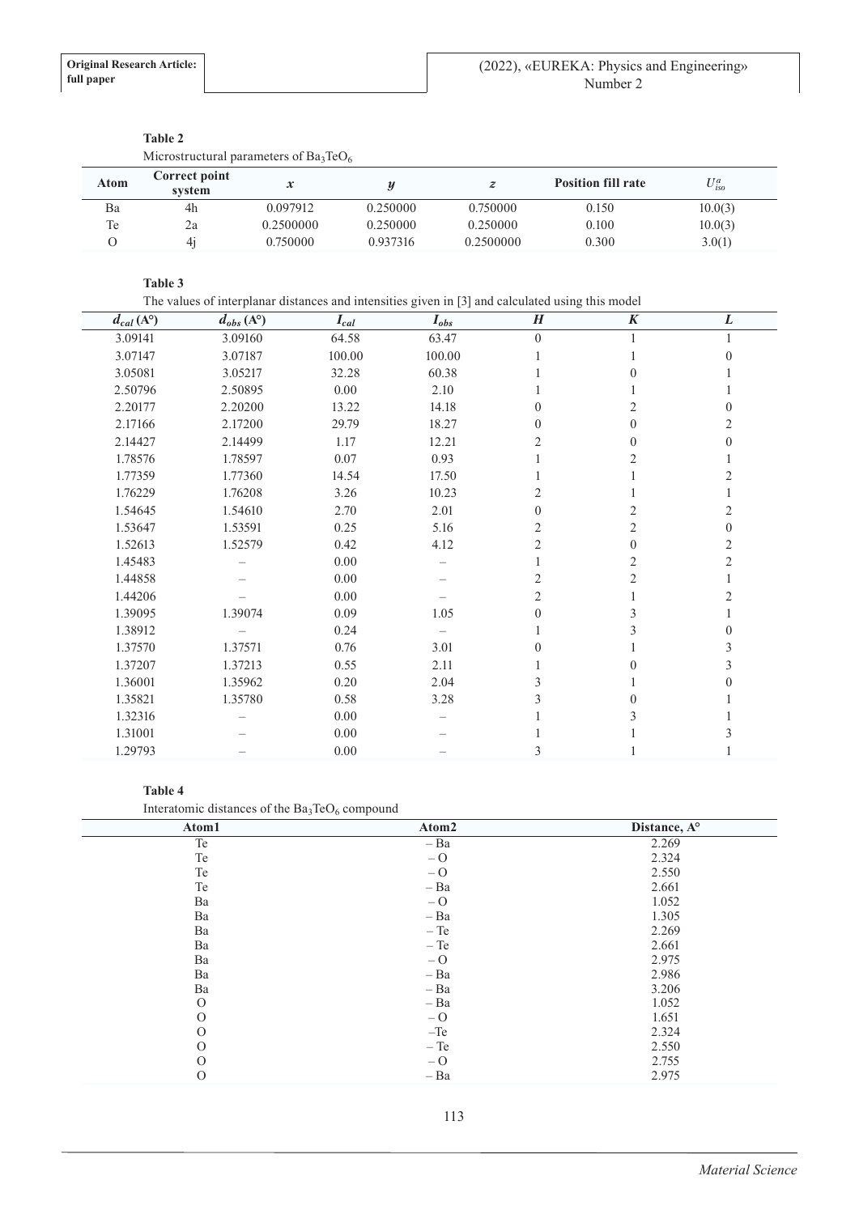**Table 2**

Microstructural parameters of $Ba_3TeO_6$

| Atom | Correct point system | $x$ | $y$ | $z$ | Position fill rate | $U^a_{iso}$ |
|---|---|---|---|---|---|---|
| Ba | 4h | 0.097912 | 0.250000 | 0.750000 | 0.150 | 10.0(3) |
| Te | 2a | 0.2500000 | 0.250000 | 0.250000 | 0.100 | 10.0(3) |
| O | 4j | 0.750000 | 0.937316 | 0.2500000 | 0.300 | 3.0(1) |

**Table 3**

The values of interplanar distances and intensities given in [3] and calculated using this model

| $d_{cal}$ (A°) | $d_{obs}$ (A°) | $I_{cal}$ | $I_{obs}$ | $H$ | $K$ | $L$ |
|---|---|---|---|---|---|---|
| 3.09141 | 3.09160 | 64.58 | 63.47 | 0 | 1 | 1 |
| 3.07147 | 3.07187 | 100.00 | 100.00 | 1 | 1 | 0 |
| 3.05081 | 3.05217 | 32.28 | 60.38 | 1 | 0 | 1 |
| 2.50796 | 2.50895 | 0.00 | 2.10 | 1 | 1 | 1 |
| 2.20177 | 2.20200 | 13.22 | 14.18 | 0 | 2 | 0 |
| 2.17166 | 2.17200 | 29.79 | 18.27 | 0 | 0 | 2 |
| 2.14427 | 2.14499 | 1.17 | 12.21 | 2 | 0 | 0 |
| 1.78576 | 1.78597 | 0.07 | 0.93 | 1 | 2 | 1 |
| 1.77359 | 1.77360 | 14.54 | 17.50 | 1 | 1 | 2 |
| 1.76229 | 1.76208 | 3.26 | 10.23 | 2 | 1 | 1 |
| 1.54645 | 1.54610 | 2.70 | 2.01 | 0 | 2 | 2 |
| 1.53647 | 1.53591 | 0.25 | 5.16 | 2 | 2 | 0 |
| 1.52613 | 1.52579 | 0.42 | 4.12 | 2 | 0 | 2 |
| 1.45483 | – | 0.00 | – | 1 | 2 | 2 |
| 1.44858 | – | 0.00 | – | 2 | 2 | 1 |
| 1.44206 | – | 0.00 | – | 2 | 1 | 2 |
| 1.39095 | 1.39074 | 0.09 | 1.05 | 0 | 3 | 1 |
| 1.38912 | – | 0.24 | – | 1 | 3 | 0 |
| 1.37570 | 1.37571 | 0.76 | 3.01 | 0 | 1 | 3 |
| 1.37207 | 1.37213 | 0.55 | 2.11 | 1 | 0 | 3 |
| 1.36001 | 1.35962 | 0.20 | 2.04 | 3 | 1 | 0 |
| 1.35821 | 1.35780 | 0.58 | 3.28 | 3 | 0 | 1 |
| 1.32316 | – | 0.00 | – | 1 | 3 | 1 |
| 1.31001 | – | 0.00 | – | 1 | 1 | 3 |
| 1.29793 | – | 0.00 | – | 3 | 1 | 1 |

**Table 4**

Interatomic distances of the $Ba_3TeO_6$ compound

| Atom1 | Atom2 | Distance, A° |
|---|---|---|
| Te | – Ba | 2.269 |
| Te | – O | 2.324 |
| Te | – O | 2.550 |
| Te | – Ba | 2.661 |
| Ba | – O | 1.052 |
| Ba | – Ba | 1.305 |
| Ba | – Te | 2.269 |
| Ba | – Te | 2.661 |
| Ba | – O | 2.975 |
| Ba | – Ba | 2.986 |
| Ba | – Ba | 3.206 |
| O | – Ba | 1.052 |
| O | – O | 1.651 |
| O | –Te | 2.324 |
| O | – Te | 2.550 |
| O | – O | 2.755 |
| O | – Ba | 2.975 |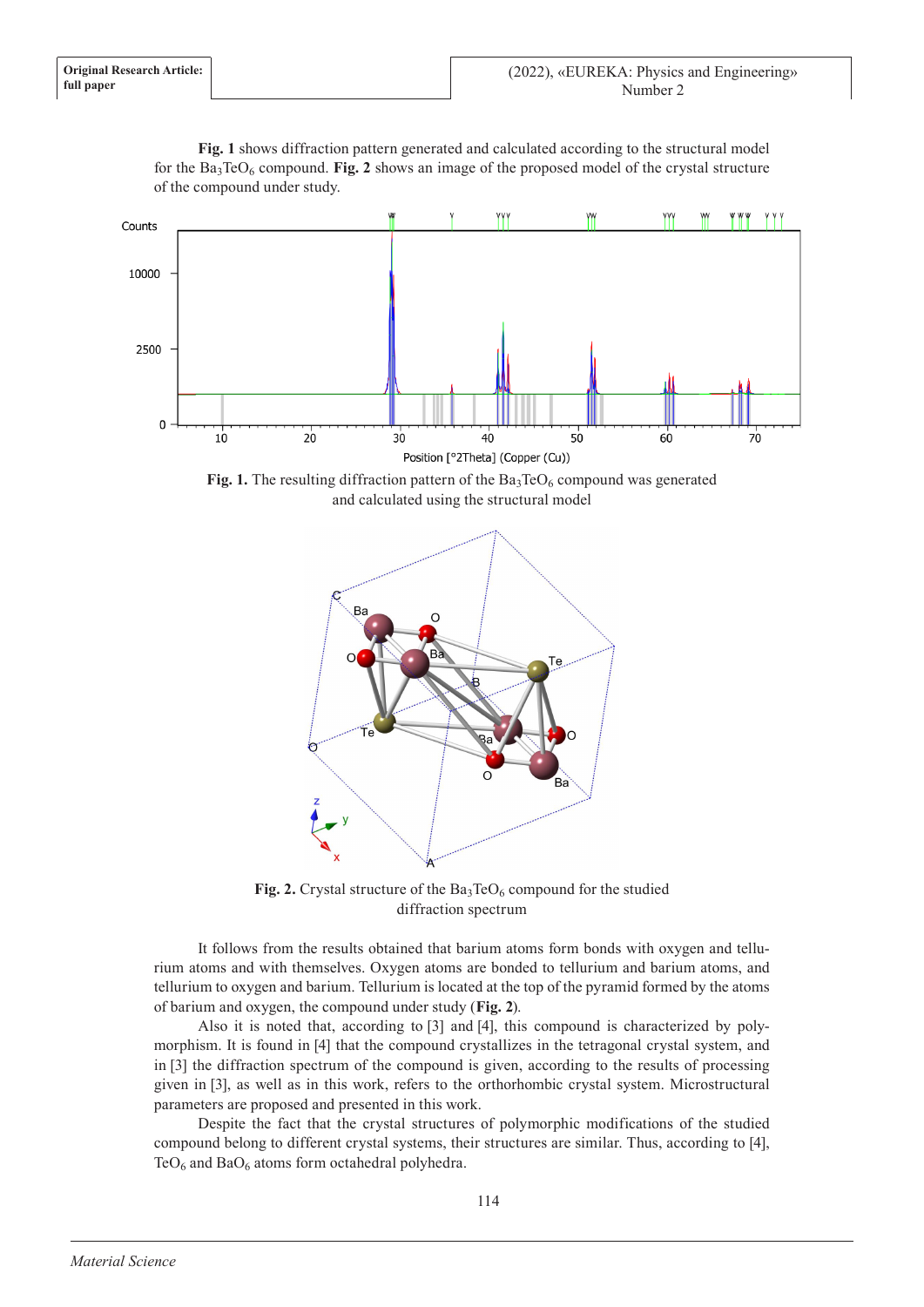**Fig. 1** shows diffraction pattern generated and calculated according to the structural model for the $Ba_3TeO_6$ compound. **Fig. 2** shows an image of the proposed model of the crystal structure of the compound under study.

**Fig. 1.** The resulting diffraction pattern of the $Ba_3TeO_6$ compound was generated and calculated using the structural model

**Fig. 2.** Crystal structure of the $Ba_3TeO_6$ compound for the studied diffraction spectrum

It follows from the results obtained that barium atoms form bonds with oxygen and tellurium atoms and with themselves. Oxygen atoms are bonded to tellurium and barium atoms, and tellurium to oxygen and barium. Tellurium is located at the top of the pyramid formed by the atoms of barium and oxygen, the compound under study (**Fig. 2**).

Also it is noted that, according to [3] and [4], this compound is characterized by polymorphism. It is found in [4] that the compound crystallizes in the tetragonal crystal system, and in [3] the diffraction spectrum of the compound is given, according to the results of processing given in [3], as well as in this work, refers to the orthorhombic crystal system. Microstructural parameters are proposed and presented in this work.

Despite the fact that the crystal structures of polymorphic modifications of the studied compound belong to different crystal systems, their structures are similar. Thus, according to [4], $TeO_6$ and $BaO_6$ atoms form octahedral polyhedra.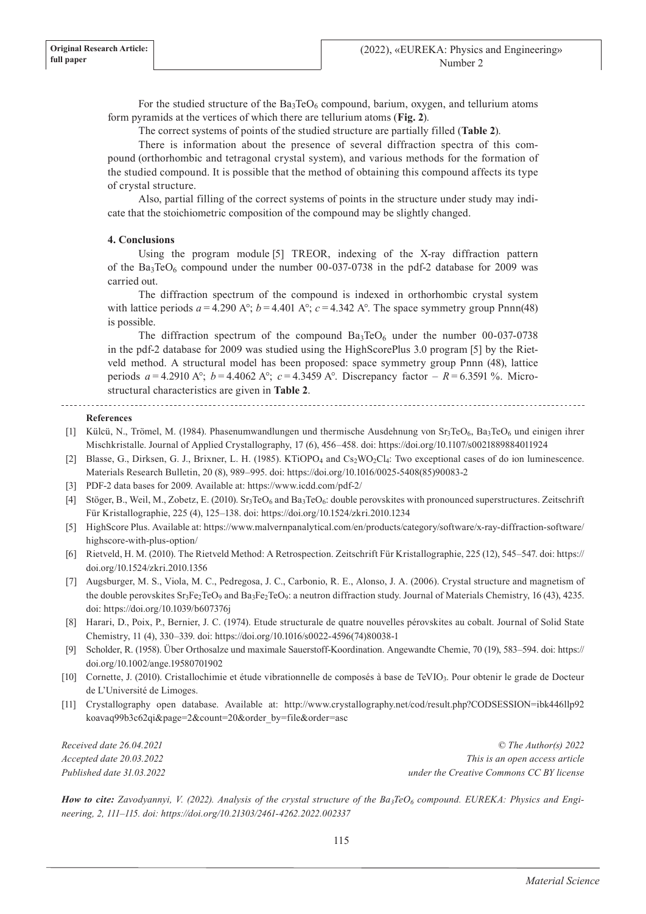For the studied structure of the $Ba_3TeO_6$ compound, barium, oxygen, and tellurium atoms form pyramids at the vertices of which there are tellurium atoms (**Fig. 2**).

The correct systems of points of the studied structure are partially filled (**Table 2**).

There is information about the presence of several diffraction spectra of this compound (orthorhombic and tetragonal crystal system), and various methods for the formation of the studied compound. It is possible that the method of obtaining this compound affects its type of crystal structure.

Also, partial filling of the correct systems of points in the structure under study may indicate that the stoichiometric composition of the compound may be slightly changed.

**4. Conclusions**

Using the program module [5] TREOR, indexing of the X-ray diffraction pattern of the $Ba_3TeO_6$ compound under the number 00-037-0738 in the pdf-2 database for 2009 was carried out.

The diffraction spectrum of the compound is indexed in orthorhombic crystal system with lattice periods $a = 4.290$ A°; $b = 4.401$ A°; $c = 4.342$ A°. The space symmetry group Pnnn(48) is possible.

The diffraction spectrum of the compound $Ba_3TeO_6$ under the number 00-037-0738 in the pdf-2 database for 2009 was studied using the HighScorePlus 3.0 program [5] by the Rietveld method. A structural model has been proposed: space symmetry group Pnnn (48), lattice periods $a = 4.2910$ A°; $b = 4.4062$ A°; $c = 4.3459$ A°. Discrepancy factor – $R = 6.3591$ %. Microstructural characteristics are given in **Table 2**.

**References**

[1] Külcü, N., Trömel, M. (1984). Phasenumwandlungen und thermische Ausdehnung von $Sr_3TeO_6$, $Ba_3TeO_6$ und einigen ihrer Mischkristalle. Journal of Applied Crystallography, 17 (6), 456–458. doi: https://doi.org/10.1107/s0021889884011924

[2] Blasse, G., Dirksen, G. J., Brixner, L. H. (1985). $KTiOPO_4$ and $Cs_2WO_2Cl_4$: Two exceptional cases of do ion luminescence. Materials Research Bulletin, 20 (8), 989–995. doi: https://doi.org/10.1016/0025-5408(85)90083-2

[3] PDF-2 data bases for 2009. Available at: https://www.icdd.com/pdf-2/

[4] Stöger, B., Weil, M., Zobetz, E. (2010). $Sr_3TeO_6$ and $Ba_3TeO_6$: double perovskites with pronounced superstructures. Zeitschrift Für Kristallographie, 225 (4), 125–138. doi: https://doi.org/10.1524/zkri.2010.1234

[5] HighScore Plus. Available at: https://www.malvernpanalytical.com/en/products/category/software/x-ray-diffraction-software/highscore-with-plus-option/

[6] Rietveld, H. M. (2010). The Rietveld Method: A Retrospection. Zeitschrift Für Kristallographie, 225 (12), 545–547. doi: https://doi.org/10.1524/zkri.2010.1356

[7] Augsburger, M. S., Viola, M. C., Pedregosa, J. C., Carbonio, R. E., Alonso, J. A. (2006). Crystal structure and magnetism of the double perovskites $Sr_3Fe_2TeO_9$ and $Ba_3Fe_2TeO_9$: a neutron diffraction study. Journal of Materials Chemistry, 16 (43), 4235. doi: https://doi.org/10.1039/b607376j

[8] Harari, D., Poix, P., Bernier, J. C. (1974). Etude structurale de quatre nouvelles pérovskites au cobalt. Journal of Solid State Chemistry, 11 (4), 330–339. doi: https://doi.org/10.1016/s0022-4596(74)80038-1

[9] Scholder, R. (1958). Über Orthosalze und maximale Sauerstoff-Koordination. Angewandte Chemie, 70 (19), 583–594. doi: https://doi.org/10.1002/ange.19580701902

[10] Cornette, J. (2010). Cristallochimie et étude vibrationnelle de composés à base de $TeVIO_3$. Pour obtenir le grade de Docteur de L'Université de Limoges.

[11] Crystallography open database. Available at: http://www.crystallography.net/cod/result.php?CODSESSION=ibk446llp92koavaq99b3c62qi&page=2&count=20&order_by=file&order=asc

*Received date 26.04.2021*
*Accepted date 20.03.2022*
*Published date 31.03.2022*

*© The Author(s) 2022*
*This is an open access article*
*under the Creative Commons CC BY license*

***How to cite:*** *Zavodyannyi, V. (2022). Analysis of the crystal structure of the $Ba_3TeO_6$ compound. EUREKA: Physics and Engineering, 2, 111–115. doi: https://doi.org/10.21303/2461-4262.2022.002337*